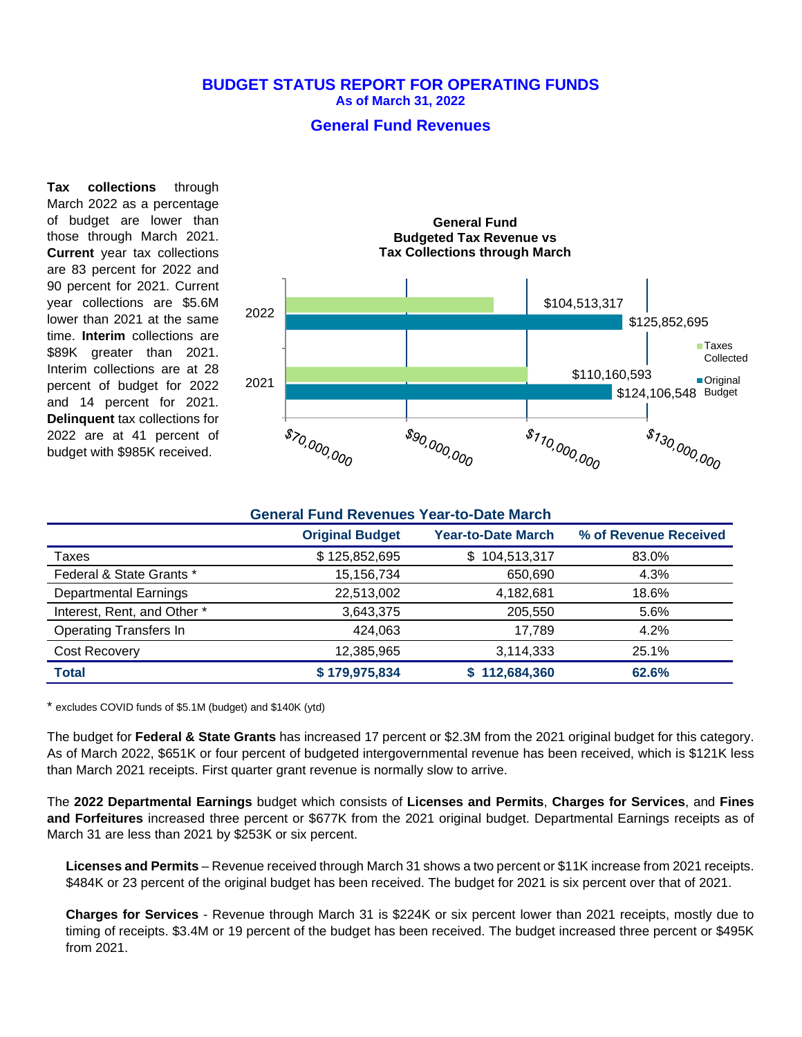# BUDGET STATUS REPORT FOR OPERATING FUNDS

**As of March 31, 2022**

## General Fund Revenues

**Tax collections** through March 2022 as a percentage of budget are lower than those through March 2021. **Current** year tax collections are 83 percent for 2022 and 90 percent for 2021. Current year collections are $5.6M lower than 2021 at the same time. **Interim** collections are $89K greater than 2021. Interim collections are at 28 percent of budget for 2022 and 14 percent for 2021. **Delinquent** tax collections for 2022 are at 41 percent of budget with $985K received.

**General Fund Budgeted Tax Revenue vs Tax Collections through March**

| Year | Taxes Collected | Original Budget |
| --- | --- | --- |
| 2022 | $104,513,317 | $125,852,695 |
| 2021 | $110,160,593 | $124,106,548 |

### General Fund Revenues Year-to-Date March

| | Original Budget | Year-to-Date March | % of Revenue Received |
| --- | --- | --- | --- |
| Taxes | $ 125,852,695 | $ 104,513,317 | 83.0% |
| Federal & State Grants * | 15,156,734 | 650,690 | 4.3% |
| Departmental Earnings | 22,513,002 | 4,182,681 | 18.6% |
| Interest, Rent, and Other * | 3,643,375 | 205,550 | 5.6% |
| Operating Transfers In | 424,063 | 17,789 | 4.2% |
| Cost Recovery | 12,385,965 | 3,114,333 | 25.1% |
| **Total** | **$ 179,975,834** | **$ 112,684,360** | **62.6%** |

\* excludes COVID funds of $5.1M (budget) and $140K (ytd)

The budget for **Federal & State Grants** has increased 17 percent or $2.3M from the 2021 original budget for this category. As of March 2022, $651K or four percent of budgeted intergovernmental revenue has been received, which is $121K less than March 2021 receipts. First quarter grant revenue is normally slow to arrive.

The **2022 Departmental Earnings** budget which consists of **Licenses and Permits**, **Charges for Services**, and **Fines and Forfeitures** increased three percent or $677K from the 2021 original budget. Departmental Earnings receipts as of March 31 are less than 2021 by $253K or six percent.

**Licenses and Permits** – Revenue received through March 31 shows a two percent or $11K increase from 2021 receipts. $484K or 23 percent of the original budget has been received. The budget for 2021 is six percent over that of 2021.

**Charges for Services** - Revenue through March 31 is $224K or six percent lower than 2021 receipts, mostly due to timing of receipts. $3.4M or 19 percent of the budget has been received. The budget increased three percent or $495K from 2021.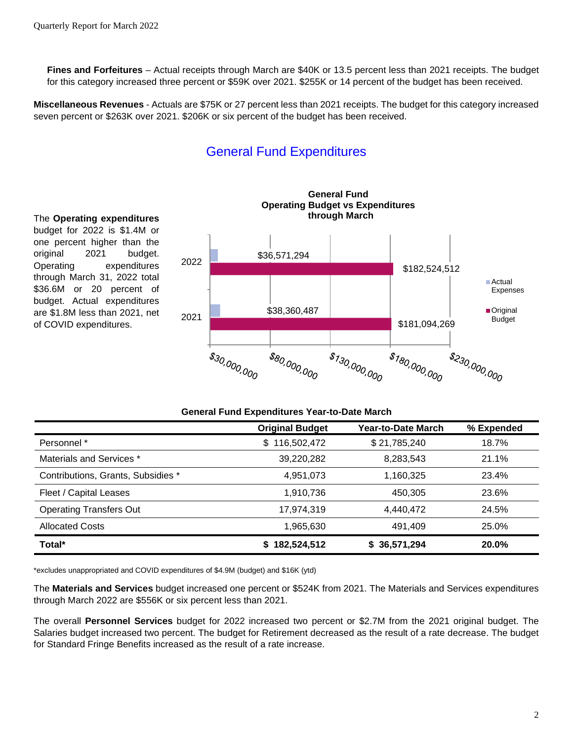**Fines and Forfeitures** – Actual receipts through March are $40K or 13.5 percent less than 2021 receipts. The budget for this category increased three percent or $59K over 2021. $255K or 14 percent of the budget has been received.

**Miscellaneous Revenues** - Actuals are $75K or 27 percent less than 2021 receipts. The budget for this category increased seven percent or $263K over 2021. $206K or six percent of the budget has been received.

## General Fund Expenditures

The **Operating expenditures** budget for 2022 is $1.4M or one percent higher than the original 2021 budget. Operating expenditures through March 31, 2022 total $36.6M or 20 percent of budget. Actual expenditures are $1.8M less than 2021, net of COVID expenditures.

**General Fund Operating Budget vs Expenditures through March**

| Year | Actual Expenses | Original Budget |
|---|---|---|
| 2022 | $36,571,294 | $182,524,512 |
| 2021 | $38,360,487 | $181,094,269 |

**General Fund Expenditures Year-to-Date March**

| | Original Budget | Year-to-Date March | % Expended |
|---|---|---|---|
| Personnel * | $ 116,502,472 | $ 21,785,240 | 18.7% |
| Materials and Services * | 39,220,282 | 8,283,543 | 21.1% |
| Contributions, Grants, Subsidies * | 4,951,073 | 1,160,325 | 23.4% |
| Fleet / Capital Leases | 1,910,736 | 450,305 | 23.6% |
| Operating Transfers Out | 17,974,319 | 4,440,472 | 24.5% |
| Allocated Costs | 1,965,630 | 491,409 | 25.0% |
| **Total*** | **$ 182,524,512** | **$ 36,571,294** | **20.0%** |

*excludes unappropriated and COVID expenditures of $4.9M (budget) and $16K (ytd)

The **Materials and Services** budget increased one percent or $524K from 2021. The Materials and Services expenditures through March 2022 are $556K or six percent less than 2021.

The overall **Personnel Services** budget for 2022 increased two percent or $2.7M from the 2021 original budget. The Salaries budget increased two percent. The budget for Retirement decreased as the result of a rate decrease. The budget for Standard Fringe Benefits increased as the result of a rate increase.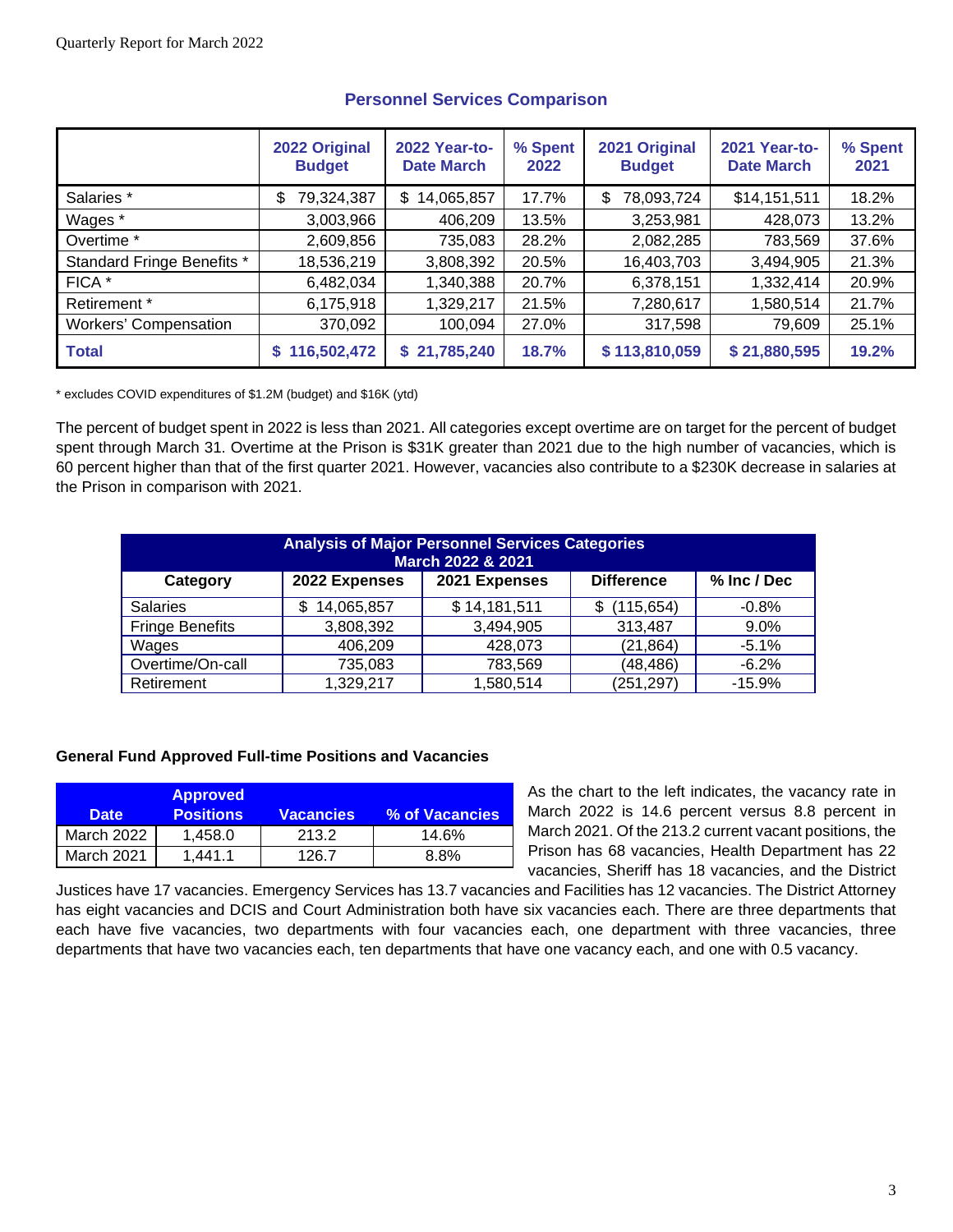## Personnel Services Comparison

| | 2022 Original Budget | 2022 Year-to-Date March | % Spent 2022 | 2021 Original Budget | 2021 Year-to-Date March | % Spent 2021 |
|---|---|---|---|---|---|---|
| Salaries * | $ 79,324,387 | $ 14,065,857 | 17.7% | $ 78,093,724 | $14,151,511 | 18.2% |
| Wages * | 3,003,966 | 406,209 | 13.5% | 3,253,981 | 428,073 | 13.2% |
| Overtime * | 2,609,856 | 735,083 | 28.2% | 2,082,285 | 783,569 | 37.6% |
| Standard Fringe Benefits * | 18,536,219 | 3,808,392 | 20.5% | 16,403,703 | 3,494,905 | 21.3% |
| FICA * | 6,482,034 | 1,340,388 | 20.7% | 6,378,151 | 1,332,414 | 20.9% |
| Retirement * | 6,175,918 | 1,329,217 | 21.5% | 7,280,617 | 1,580,514 | 21.7% |
| Workers' Compensation | 370,092 | 100,094 | 27.0% | 317,598 | 79,609 | 25.1% |
| **Total** | **$ 116,502,472** | **$ 21,785,240** | **18.7%** | **$ 113,810,059** | **$ 21,880,595** | **19.2%** |

* excludes COVID expenditures of $1.2M (budget) and $16K (ytd)

The percent of budget spent in 2022 is less than 2021. All categories except overtime are on target for the percent of budget spent through March 31. Overtime at the Prison is $31K greater than 2021 due to the high number of vacancies, which is 60 percent higher than that of the first quarter 2021. However, vacancies also contribute to a $230K decrease in salaries at the Prison in comparison with 2021.

| Analysis of Major Personnel Services Categories March 2022 & 2021 | | | | |
|---|---|---|---|---|
| **Category** | **2022 Expenses** | **2021 Expenses** | **Difference** | **% Inc / Dec** |
| Salaries | $ 14,065,857 | $ 14,181,511 | $ (115,654) | -0.8% |
| Fringe Benefits | 3,808,392 | 3,494,905 | 313,487 | 9.0% |
| Wages | 406,209 | 428,073 | (21,864) | -5.1% |
| Overtime/On-call | 735,083 | 783,569 | (48,486) | -6.2% |
| Retirement | 1,329,217 | 1,580,514 | (251,297) | -15.9% |

### General Fund Approved Full-time Positions and Vacancies

| Date | Approved Positions | Vacancies | % of Vacancies |
|---|---|---|---|
| March 2022 | 1,458.0 | 213.2 | 14.6% |
| March 2021 | 1,441.1 | 126.7 | 8.8% |

As the chart to the left indicates, the vacancy rate in March 2022 is 14.6 percent versus 8.8 percent in March 2021. Of the 213.2 current vacant positions, the Prison has 68 vacancies, Health Department has 22 vacancies, Sheriff has 18 vacancies, and the District Justices have 17 vacancies. Emergency Services has 13.7 vacancies and Facilities has 12 vacancies. The District Attorney has eight vacancies and DCIS and Court Administration both have six vacancies each. There are three departments that each have five vacancies, two departments with four vacancies each, one department with three vacancies, three departments that have two vacancies each, ten departments that have one vacancy each, and one with 0.5 vacancy.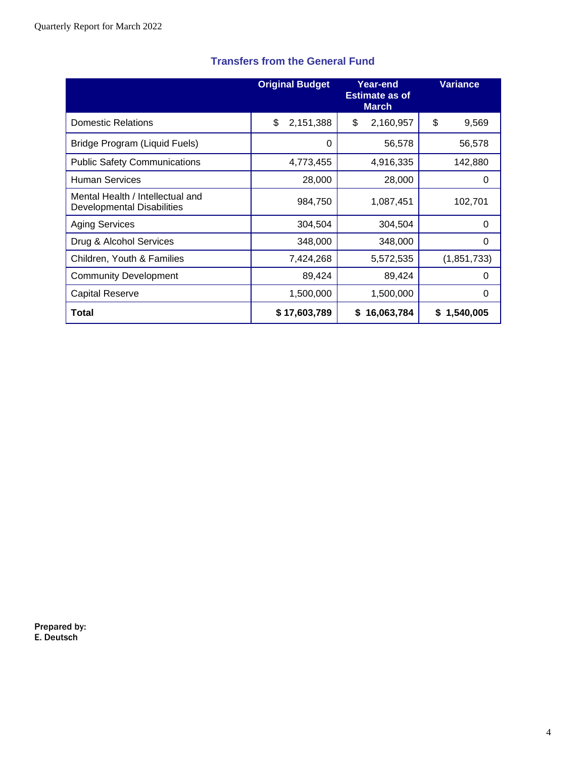## Transfers from the General Fund

| | Original Budget | Year-end Estimate as of March | Variance |
|---|---|---|---|
| Domestic Relations | $ 2,151,388 | $ 2,160,957 | $ 9,569 |
| Bridge Program (Liquid Fuels) | 0 | 56,578 | 56,578 |
| Public Safety Communications | 4,773,455 | 4,916,335 | 142,880 |
| Human Services | 28,000 | 28,000 | 0 |
| Mental Health / Intellectual and Developmental Disabilities | 984,750 | 1,087,451 | 102,701 |
| Aging Services | 304,504 | 304,504 | 0 |
| Drug & Alcohol Services | 348,000 | 348,000 | 0 |
| Children, Youth & Families | 7,424,268 | 5,572,535 | (1,851,733) |
| Community Development | 89,424 | 89,424 | 0 |
| Capital Reserve | 1,500,000 | 1,500,000 | 0 |
| **Total** | **$ 17,603,789** | **$ 16,063,784** | **$ 1,540,005** |

**Prepared by:**
**E. Deutsch**